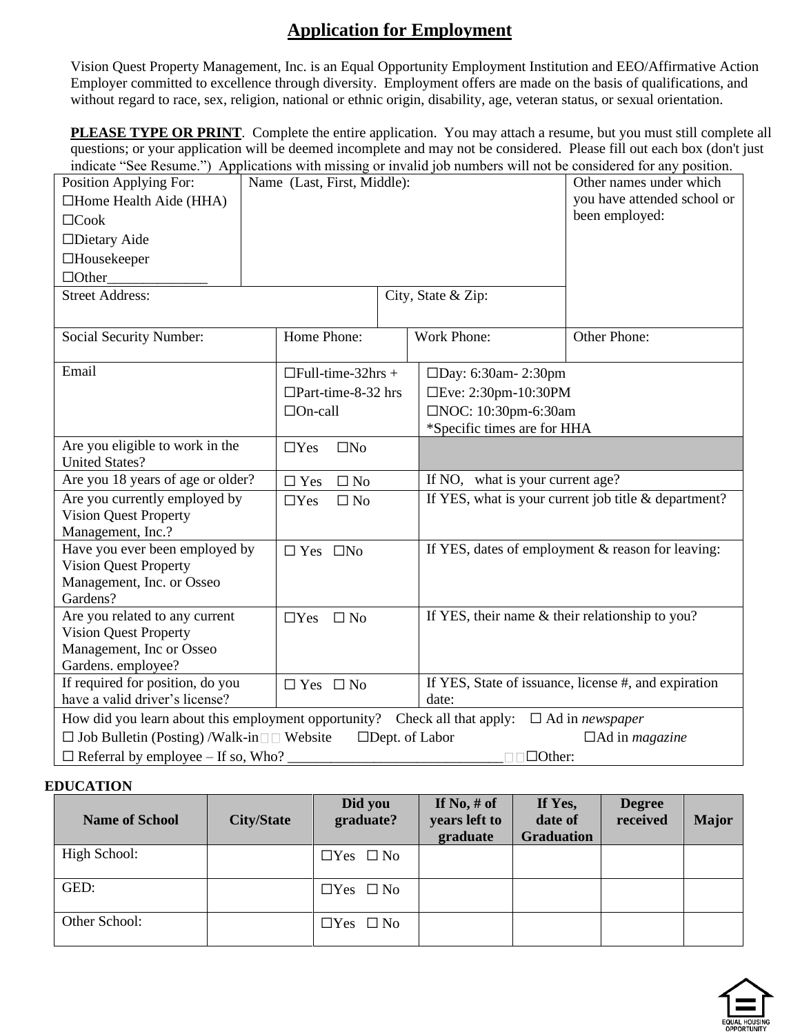# Application for Employment

Vision Quest Property Management, Inc. is an Equal Opportunity Employment Institution and EEO/Affirmative Action Employer committed to excellence through diversity. Employment offers are made on the basis of qualifications, and without regard to race, sex, religion, national or ethnic origin, disability, age, veteran status, or sexual orientation.

**PLEASE TYPE OR PRINT**. Complete the entire application. You may attach a resume, but you must still complete all questions; or your application will be deemed incomplete and may not be considered. Please fill out each box (don't just indicate "See Resume.") Applications with missing or invalid job numbers will not be considered for any position.

| | | | |
|---|---|---|---|
| Position Applying For:<br>☐Home Health Aide (HHA)<br>☐Cook<br>☐Dietary Aide<br>☐Housekeeper<br>☐Other______________ | Name (Last, First, Middle): | | Other names under which you have attended school or been employed: |
| Street Address: | | City, State & Zip: | |
| Social Security Number: | Home Phone: | Work Phone: | Other Phone: |
| Email | ☐Full-time-32hrs +<br>☐Part-time-8-32 hrs<br>☐On-call | ☐Day: 6:30am- 2:30pm<br>☐Eve: 2:30pm-10:30PM<br>☐NOC: 10:30pm-6:30am<br>*Specific times are for HHA | |
| Are you eligible to work in the United States? | ☐Yes ☐No | | |
| Are you 18 years of age or older? | ☐ Yes ☐ No | If NO, what is your current age? | |
| Are you currently employed by Vision Quest Property Management, Inc.? | ☐Yes ☐ No | If YES, what is your current job title & department? | |
| Have you ever been employed by Vision Quest Property Management, Inc. or Osseo Gardens? | ☐ Yes ☐No | If YES, dates of employment & reason for leaving: | |
| Are you related to any current Vision Quest Property Management, Inc or Osseo Gardens. employee? | ☐Yes ☐ No | If YES, their name & their relationship to you? | |
| If required for position, do you have a valid driver's license? | ☐ Yes ☐ No | If YES, State of issuance, license #, and expiration date: | |

How did you learn about this employment opportunity? Check all that apply: ☐ Ad in *newspaper*
☐ Job Bulletin (Posting) /Walk-in ☐ Website ☐Dept. of Labor ☐Ad in *magazine*
☐ Referral by employee – If so, Who? ______________________________ ☐Other:

**EDUCATION**

| Name of School | City/State | Did you graduate? | If No, # of years left to graduate | If Yes, date of Graduation | Degree received | Major |
|---|---|---|---|---|---|---|
| High School: | | ☐Yes ☐ No | | | | |
| GED: | | ☐Yes ☐ No | | | | |
| Other School: | | ☐Yes ☐ No | | | | |

EQUAL HOUSING OPPORTUNITY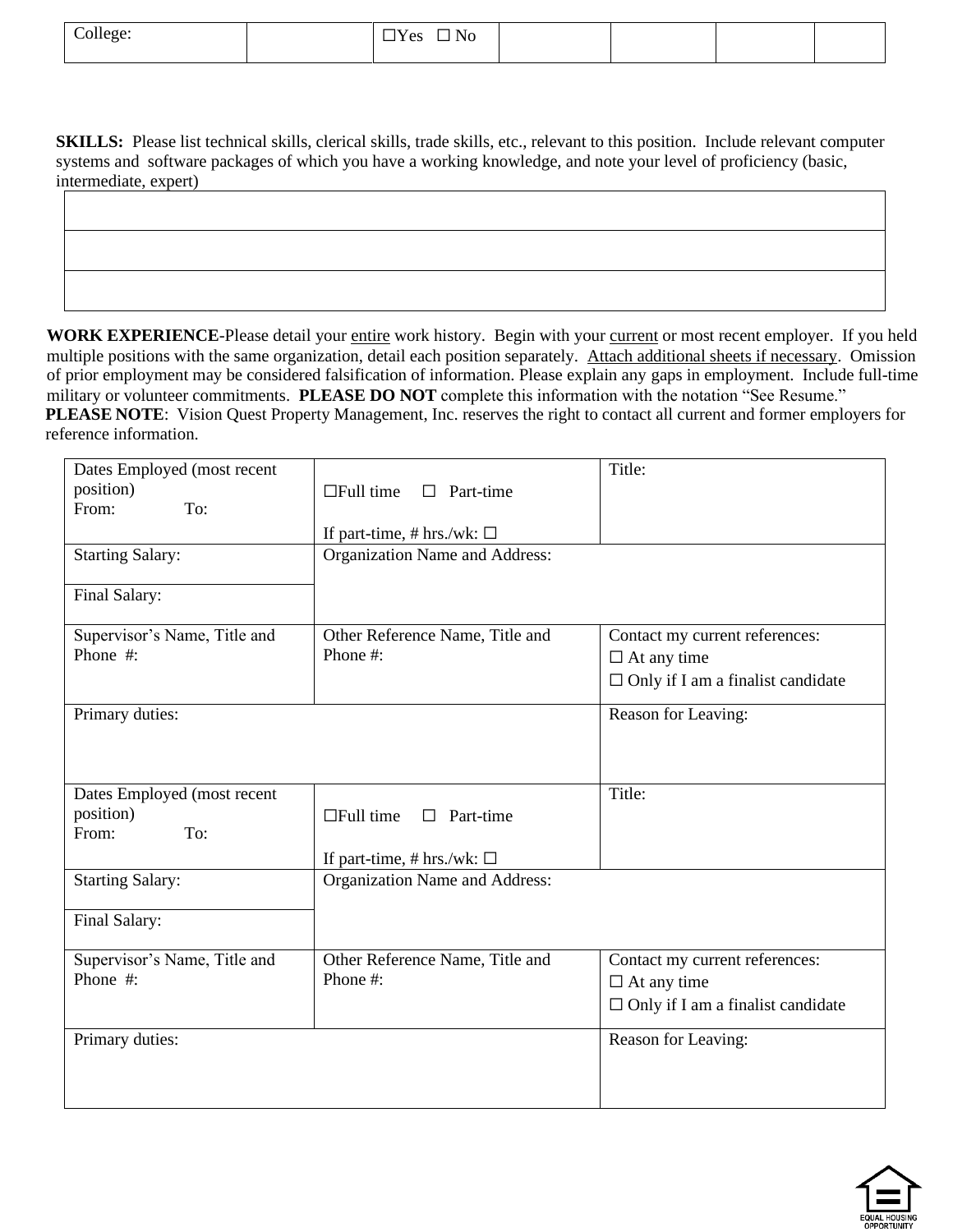| College: | | ☐Yes ☐ No | | | | |
|---|---|---|---|---|---|---|

**SKILLS:** Please list technical skills, clerical skills, trade skills, etc., relevant to this position. Include relevant computer systems and software packages of which you have a working knowledge, and note your level of proficiency (basic, intermediate, expert)

| |
|---|
| |
| |
| |

**WORK EXPERIENCE**-Please detail your entire work history. Begin with your current or most recent employer. If you held multiple positions with the same organization, detail each position separately. Attach additional sheets if necessary. Omission of prior employment may be considered falsification of information. Please explain any gaps in employment. Include full-time military or volunteer commitments. **PLEASE DO NOT** complete this information with the notation "See Resume."
**PLEASE NOTE**: Vision Quest Property Management, Inc. reserves the right to contact all current and former employers for reference information.

| Dates Employed (most recent position) From: To: | ☐Full time ☐ Part-time If part-time, # hrs./wk: ☐ | Title: |
|---|---|---|
| Starting Salary: | Organization Name and Address: | |
| Final Salary: | | |
| Supervisor's Name, Title and Phone #: | Other Reference Name, Title and Phone #: | Contact my current references: ☐ At any time ☐ Only if I am a finalist candidate |
| Primary duties: | | Reason for Leaving: |

| Dates Employed (most recent position) From: To: | ☐Full time ☐ Part-time If part-time, # hrs./wk: ☐ | Title: |
|---|---|---|
| Starting Salary: | Organization Name and Address: | |
| Final Salary: | | |
| Supervisor's Name, Title and Phone #: | Other Reference Name, Title and Phone #: | Contact my current references: ☐ At any time ☐ Only if I am a finalist candidate |
| Primary duties: | | Reason for Leaving: |

EQUAL HOUSING OPPORTUNITY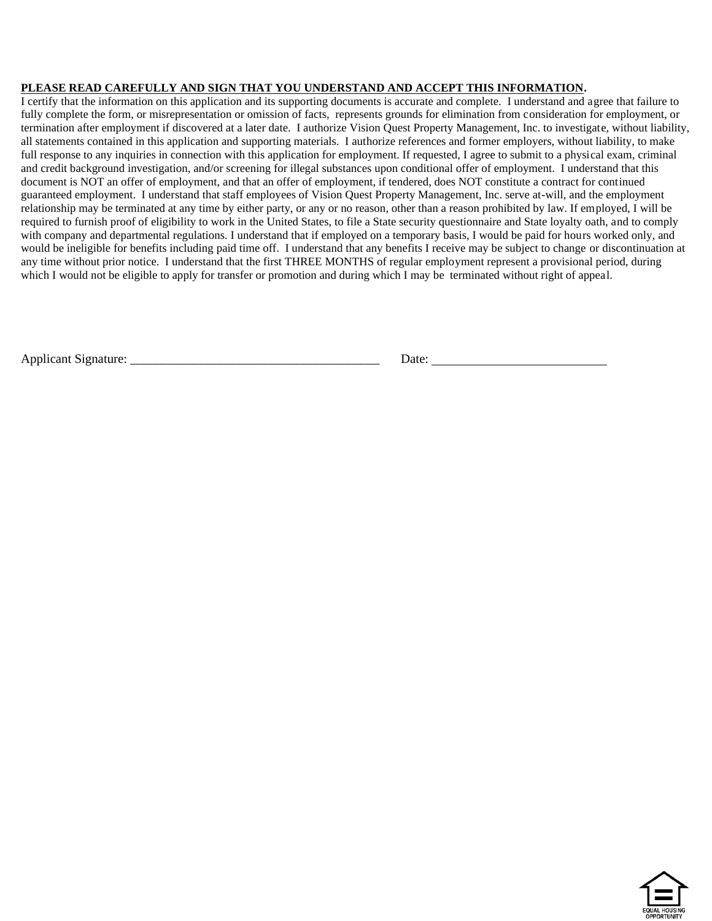**PLEASE READ CAREFULLY AND SIGN THAT YOU UNDERSTAND AND ACCEPT THIS INFORMATION.**

I certify that the information on this application and its supporting documents is accurate and complete. I understand and agree that failure to fully complete the form, or misrepresentation or omission of facts, represents grounds for elimination from consideration for employment, or termination after employment if discovered at a later date. I authorize Vision Quest Property Management, Inc. to investigate, without liability, all statements contained in this application and supporting materials. I authorize references and former employers, without liability, to make full response to any inquiries in connection with this application for employment. If requested, I agree to submit to a physical exam, criminal and credit background investigation, and/or screening for illegal substances upon conditional offer of employment. I understand that this document is NOT an offer of employment, and that an offer of employment, if tendered, does NOT constitute a contract for continued guaranteed employment. I understand that staff employees of Vision Quest Property Management, Inc. serve at-will, and the employment relationship may be terminated at any time by either party, or any or no reason, other than a reason prohibited by law. If employed, I will be required to furnish proof of eligibility to work in the United States, to file a State security questionnaire and State loyalty oath, and to comply with company and departmental regulations. I understand that if employed on a temporary basis, I would be paid for hours worked only, and would be ineligible for benefits including paid time off. I understand that any benefits I receive may be subject to change or discontinuation at any time without prior notice. I understand that the first THREE MONTHS of regular employment represent a provisional period, during which I would not be eligible to apply for transfer or promotion and during which I may be terminated without right of appeal.

Applicant Signature: ________________________________________ Date: ____________________________

EQUAL HOUSING OPPORTUNITY